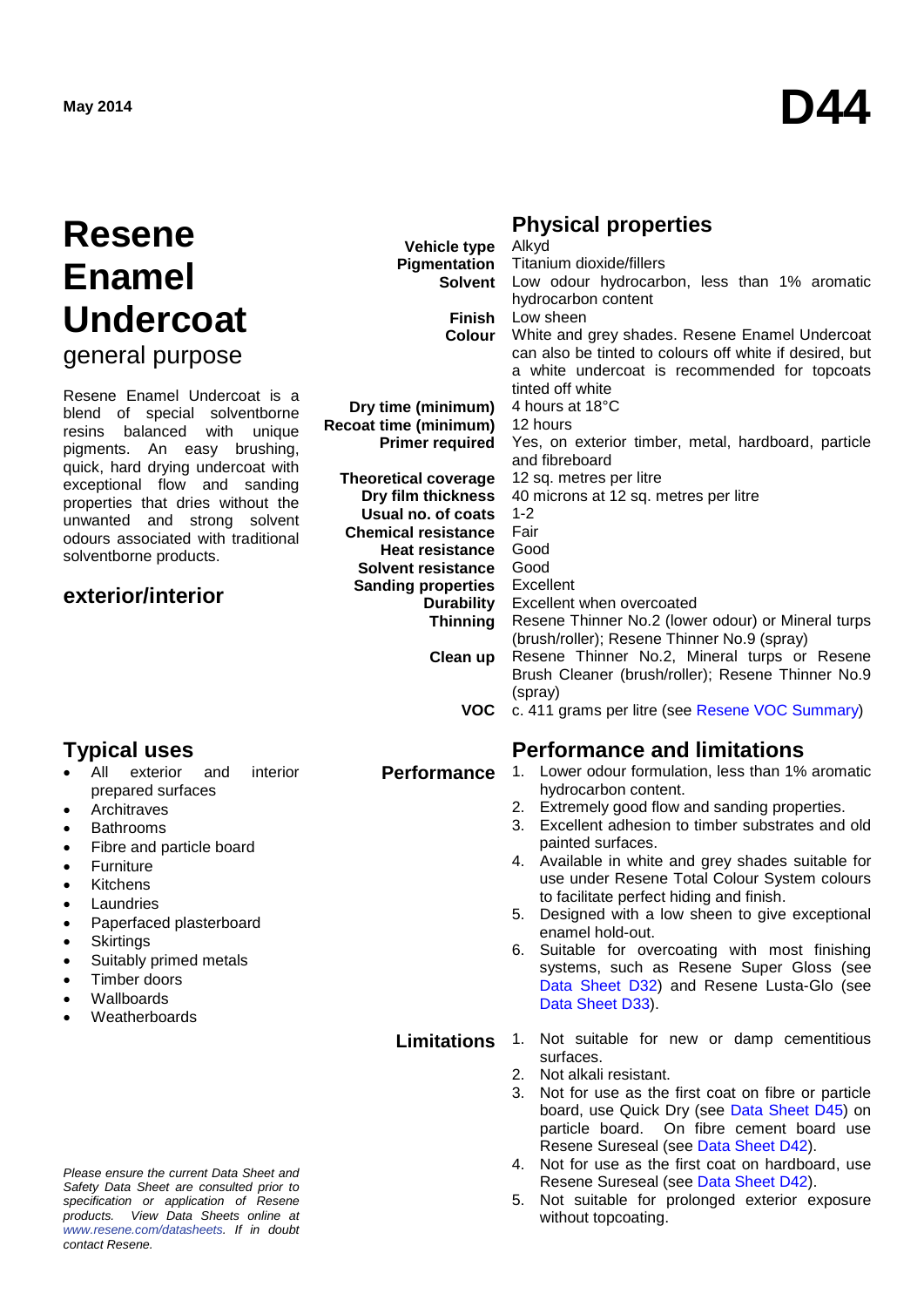May 2014

# D44

# Resene Enamel Undercoat

general purpose

Resene Enamel Undercoat is a blend of special solventborne resins balanced with unique pigments. An easy brushing, quick, hard drying undercoat with exceptional flow and sanding properties that dries without the unwanted and strong solvent odours associated with traditional solventborne products.

## exterior/interior

## Physical properties

| | |
|---|---|
| **Vehicle type** | Alkyd |
| **Pigmentation** | Titanium dioxide/fillers |
| **Solvent** | Low odour hydrocarbon, less than 1% aromatic hydrocarbon content |
| **Finish** | Low sheen |
| **Colour** | White and grey shades. Resene Enamel Undercoat can also be tinted to colours off white if desired, but a white undercoat is recommended for topcoats tinted off white |
| **Dry time (minimum)** | 4 hours at 18°C |
| **Recoat time (minimum)** | 12 hours |
| **Primer required** | Yes, on exterior timber, metal, hardboard, particle and fibreboard |
| **Theoretical coverage** | 12 sq. metres per litre |
| **Dry film thickness** | 40 microns at 12 sq. metres per litre |
| **Usual no. of coats** | 1-2 |
| **Chemical resistance** | Fair |
| **Heat resistance** | Good |
| **Solvent resistance** | Good |
| **Sanding properties** | Excellent |
| **Durability** | Excellent when overcoated |
| **Thinning** | Resene Thinner No.2 (lower odour) or Mineral turps (brush/roller); Resene Thinner No.9 (spray) |
| **Clean up** | Resene Thinner No.2, Mineral turps or Resene Brush Cleaner (brush/roller); Resene Thinner No.9 (spray) |
| **VOC** | c. 411 grams per litre (see Resene VOC Summary) |

## Typical uses

- All exterior and interior prepared surfaces
- Architraves
- Bathrooms
- Fibre and particle board
- Furniture
- Kitchens
- Laundries
- Paperfaced plasterboard
- Skirtings
- Suitably primed metals
- Timber doors
- Wallboards
- Weatherboards

## Performance and limitations

### Performance

1. Lower odour formulation, less than 1% aromatic hydrocarbon content.
2. Extremely good flow and sanding properties.
3. Excellent adhesion to timber substrates and old painted surfaces.
4. Available in white and grey shades suitable for use under Resene Total Colour System colours to facilitate perfect hiding and finish.
5. Designed with a low sheen to give exceptional enamel hold-out.
6. Suitable for overcoating with most finishing systems, such as Resene Super Gloss (see Data Sheet D32) and Resene Lusta-Glo (see Data Sheet D33).

### Limitations

1. Not suitable for new or damp cementitious surfaces.
2. Not alkali resistant.
3. Not for use as the first coat on fibre or particle board, use Quick Dry (see Data Sheet D45) on particle board. On fibre cement board use Resene Sureseal (see Data Sheet D42).
4. Not for use as the first coat on hardboard, use Resene Sureseal (see Data Sheet D42).
5. Not suitable for prolonged exterior exposure without topcoating.

*Please ensure the current Data Sheet and Safety Data Sheet are consulted prior to specification or application of Resene products. View Data Sheets online at www.resene.com/datasheets. If in doubt contact Resene.*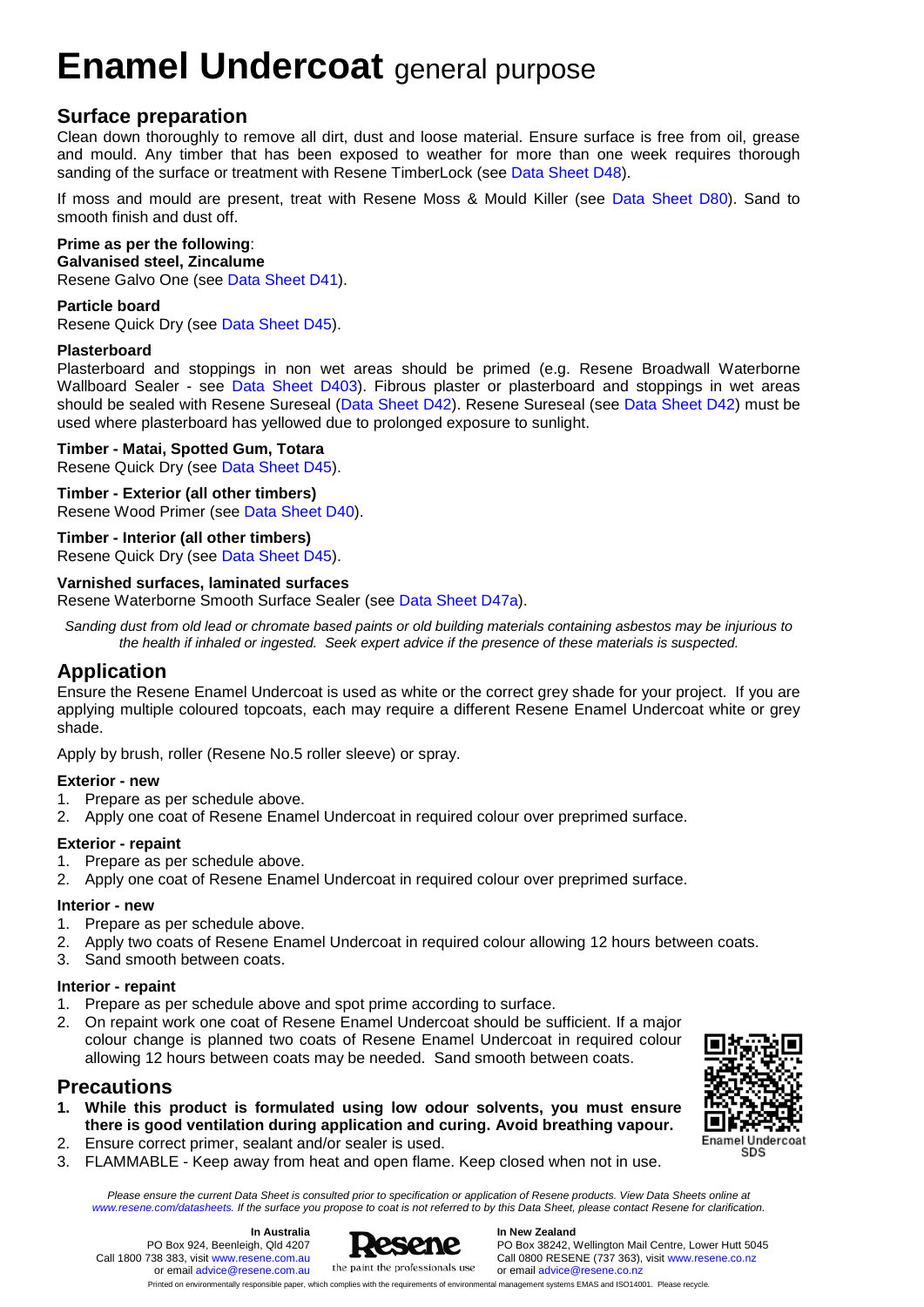# Enamel Undercoat general purpose

## Surface preparation

Clean down thoroughly to remove all dirt, dust and loose material. Ensure surface is free from oil, grease and mould. Any timber that has been exposed to weather for more than one week requires thorough sanding of the surface or treatment with Resene TimberLock (see Data Sheet D48).

If moss and mould are present, treat with Resene Moss & Mould Killer (see Data Sheet D80). Sand to smooth finish and dust off.

**Prime as per the following**:

**Galvanised steel, Zincalume**
Resene Galvo One (see Data Sheet D41).

**Particle board**
Resene Quick Dry (see Data Sheet D45).

**Plasterboard**
Plasterboard and stoppings in non wet areas should be primed (e.g. Resene Broadwall Waterborne Wallboard Sealer - see Data Sheet D403). Fibrous plaster or plasterboard and stoppings in wet areas should be sealed with Resene Sureseal (Data Sheet D42). Resene Sureseal (see Data Sheet D42) must be used where plasterboard has yellowed due to prolonged exposure to sunlight.

**Timber - Matai, Spotted Gum, Totara**
Resene Quick Dry (see Data Sheet D45).

**Timber - Exterior (all other timbers)**
Resene Wood Primer (see Data Sheet D40).

**Timber - Interior (all other timbers)**
Resene Quick Dry (see Data Sheet D45).

**Varnished surfaces, laminated surfaces**
Resene Waterborne Smooth Surface Sealer (see Data Sheet D47a).

*Sanding dust from old lead or chromate based paints or old building materials containing asbestos may be injurious to the health if inhaled or ingested. Seek expert advice if the presence of these materials is suspected.*

## Application

Ensure the Resene Enamel Undercoat is used as white or the correct grey shade for your project. If you are applying multiple coloured topcoats, each may require a different Resene Enamel Undercoat white or grey shade.

Apply by brush, roller (Resene No.5 roller sleeve) or spray.

**Exterior - new**
1. Prepare as per schedule above.
2. Apply one coat of Resene Enamel Undercoat in required colour over preprimed surface.

**Exterior - repaint**
1. Prepare as per schedule above.
2. Apply one coat of Resene Enamel Undercoat in required colour over preprimed surface.

**Interior - new**
1. Prepare as per schedule above.
2. Apply two coats of Resene Enamel Undercoat in required colour allowing 12 hours between coats.
3. Sand smooth between coats.

**Interior - repaint**
1. Prepare as per schedule above and spot prime according to surface.
2. On repaint work one coat of Resene Enamel Undercoat should be sufficient. If a major colour change is planned two coats of Resene Enamel Undercoat in required colour allowing 12 hours between coats may be needed. Sand smooth between coats.

## Precautions

1. **While this product is formulated using low odour solvents, you must ensure there is good ventilation during application and curing. Avoid breathing vapour.**
2. Ensure correct primer, sealant and/or sealer is used.
3. FLAMMABLE - Keep away from heat and open flame. Keep closed when not in use.

Enamel Undercoat SDS

*Please ensure the current Data Sheet is consulted prior to specification or application of Resene products. View Data Sheets online at www.resene.com/datasheets. If the surface you propose to coat is not referred to by this Data Sheet, please contact Resene for clarification.*

**In Australia**
PO Box 924, Beenleigh, Qld 4207
Call 1800 738 383, visit www.resene.com.au
or email advice@resene.com.au

Resene
the paint the professionals use

**In New Zealand**
PO Box 38242, Wellington Mail Centre, Lower Hutt 5045
Call 0800 RESENE (737 363), visit www.resene.co.nz
or email advice@resene.co.nz

Printed on environmentally responsible paper, which complies with the requirements of environmental management systems EMAS and ISO14001. Please recycle.